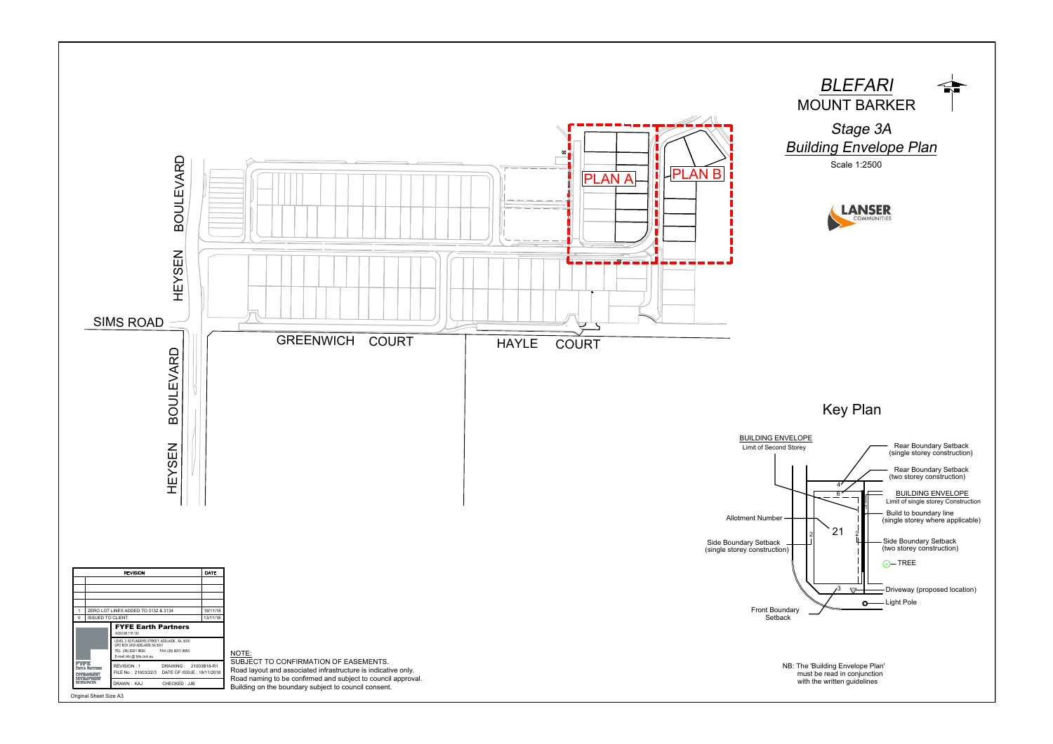# *BLEFARI*

## MOUNT BARKER

## *Stage 3A*

## *Building Envelope Plan*

Scale 1:2500

LANSER COMMUNITIES

HEYSEN BOULEVARD

SIMS ROAD

HEYSEN BOULEVARD

GREENWICH COURT

HAYLE COURT

PLAN A

PLAN B

## Key Plan

BUILDING ENVELOPE
Limit of Second Storey

Rear Boundary Setback
(single storey construction)

Rear Boundary Setback
(two storey construction)

BUILDING ENVELOPE
Limit of single storey Construction

Allotment Number

Build to boundary line
(single storey where applicable)

Side Boundary Setback
(single storey construction)

Side Boundary Setback
(two storey construction)

TREE

Driveway (proposed location)

Light Pole

Front Boundary Setback

21

NB: The 'Building Envelope Plan' must be read in conjunction with the written guidelines

| | REVISION | DATE |
|---|---|---|
| | | |
| | | |
| | | |
| | | |
| 1 | ZERO LOT LINES ADDED TO 3132 & 3134 | 19/11/18 |
| 0 | ISSUED TO CLIENT | 13/11/18 |

**FYFE Earth Partners**
ACN 008 116 130
LEVEL 3, 80 FLINDERS STREET, ADELAIDE , SA, 5000
GPO BOX 2450 ADELAIDE SA 5001
TEL (08) 8201 9600 FAX (08) 8201 9650
E-mail info @ fyfe.com.au

REVISION : 1 DRAWING : 21003B18-R1
FILE No : 21003/22/3 DATE OF ISSUE : 19/11/2018
DRAWN : KAJ CHECKED : JJB

NOTE:
SUBJECT TO CONFIRMATION OF EASEMENTS.
Road layout and associated infrastructure is indicative only.
Road naming to be confirmed and subject to council approval.
Building on the boundary subject to council consent.

Original Sheet Size A3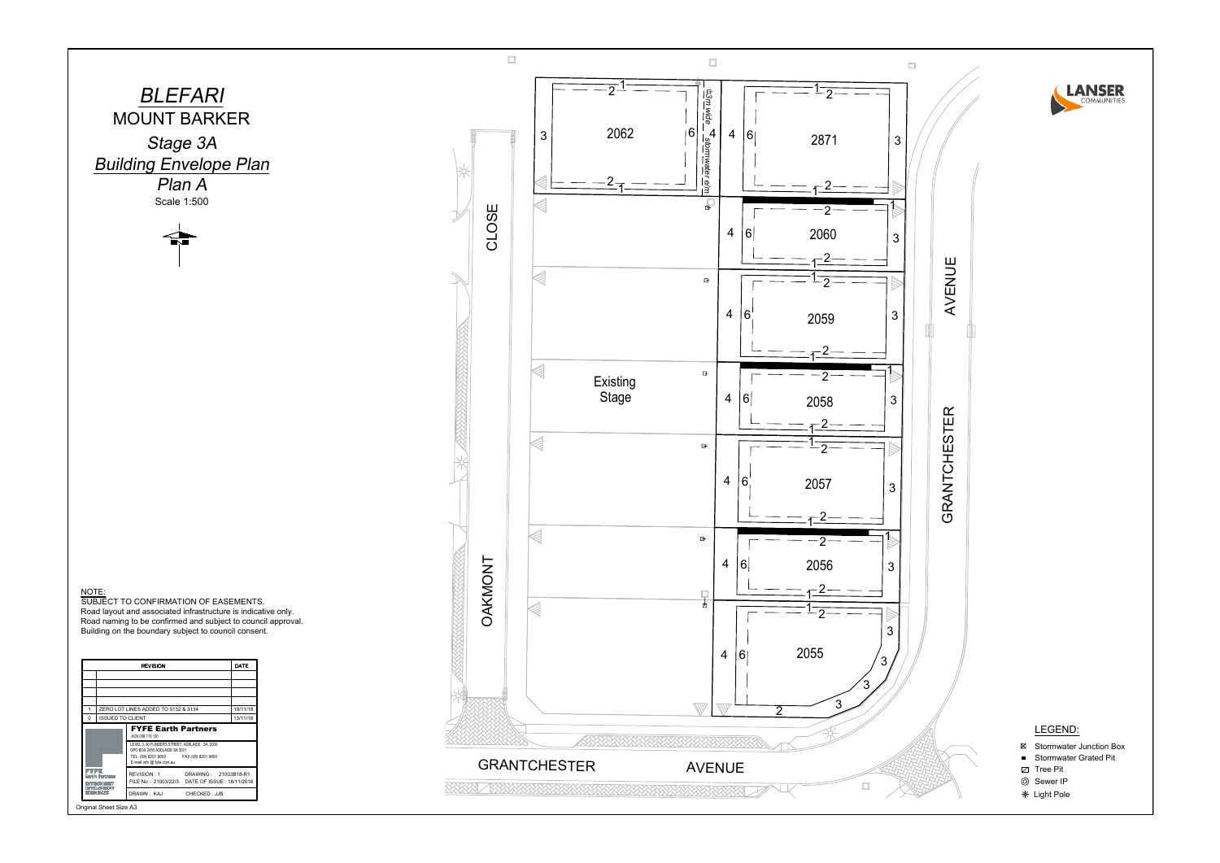# *BLEFARI*

## MOUNT BARKER

## *Stage 3A*

## *Building Envelope Plan*

## *Plan A*

Scale 1:500

NOTE:
SUBJECT TO CONFIRMATION OF EASEMENTS.
Road layout and associated infrastructure is indicative only.
Road naming to be confirmed and subject to council approval.
Building on the boundary subject to council consent.

| | REVISION | DATE |
|---|---|---|
| 1 | ZERO LOT LINES ADDED TO 3132 & 3134 | 19/11/18 |
| 0 | ISSUED TO CLIENT | 13/11/18 |

**FYFE Earth Partners**
ACN 008 116 130
LEVEL 3, 80 FLINDERS STREET, ADELAIDE, SA 5000
GPO BOX 2450 ADELAIDE SA 5001
TEL (08) 8201 9600 FAX (08) 8201 9650
E-mail info @ fyfe.com.au

REVISION : 1
DRAWING : 21003B18-R1
FILE No : 21003/22/3
DATE OF ISSUE : 18/11/2018
DRAWN : KAJ
CHECKED : JJB

Original Sheet Size A3

LEGEND:
- Stormwater Junction Box
- Stormwater Grated Pit
- Tree Pit
- Sewer IP
- Light Pole

OAKMONT CLOSE

GRANTCHESTER AVENUE

Existing Stage

Lots: 2062, 2871, 2060, 2059, 2058, 2057, 2056, 2055

≤3m wide stormwater e/m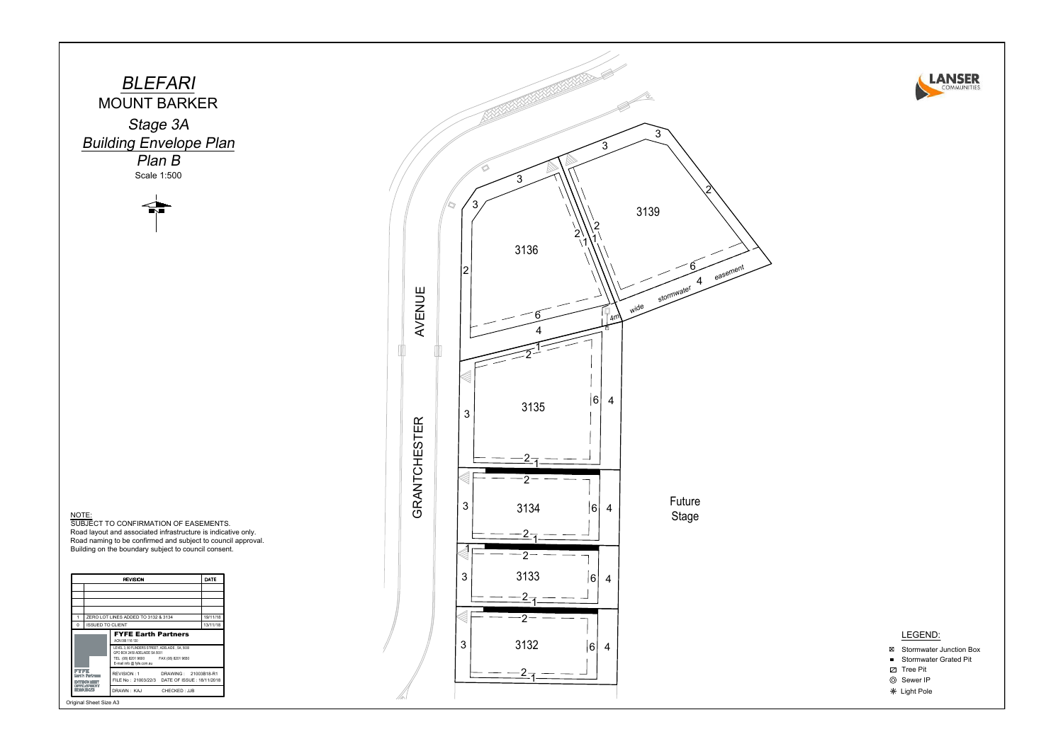# *BLEFARI*

## MOUNT BARKER

### *Stage 3A*

### *Building Envelope Plan*

### *Plan B*

Scale 1:500

AVENUE

GRANTCHESTER

3136

3139

3135

3134

3133

3132

Future Stage

4m wide stormwater easement

NOTE:
SUBJECT TO CONFIRMATION OF EASEMENTS.
Road layout and associated infrastructure is indicative only.
Road naming to be confirmed and subject to council approval.
Building on the boundary subject to council consent.

| | REVISION | DATE |
|---|---|---|
| 1 | ZERO LOT LINES ADDED TO 3132 & 3134 | 19/11/18 |
| 0 | ISSUED TO CLIENT | 13/11/18 |

**FYFE Earth Partners**
ACN 008 116 130
LEVEL 3, 80 FLINDERS STREET, ADELAIDE, SA 5000
GPO BOX 2450 ADELAIDE SA 5001
TEL (08) 8201 9600 FAX (08) 8201 9650
E-mail info @ fyfe.com.au

REVISION : 1 DRAWING : 21003B18-R1
FILE No : 21003/22/3 DATE OF ISSUE : 18/11/2018
DRAWN : KAJ CHECKED : JJB

Original Sheet Size A3

LANSER COMMUNITIES

LEGEND:
- Stormwater Junction Box
- Stormwater Grated Pit
- Tree Pit
- Sewer IP
- Light Pole